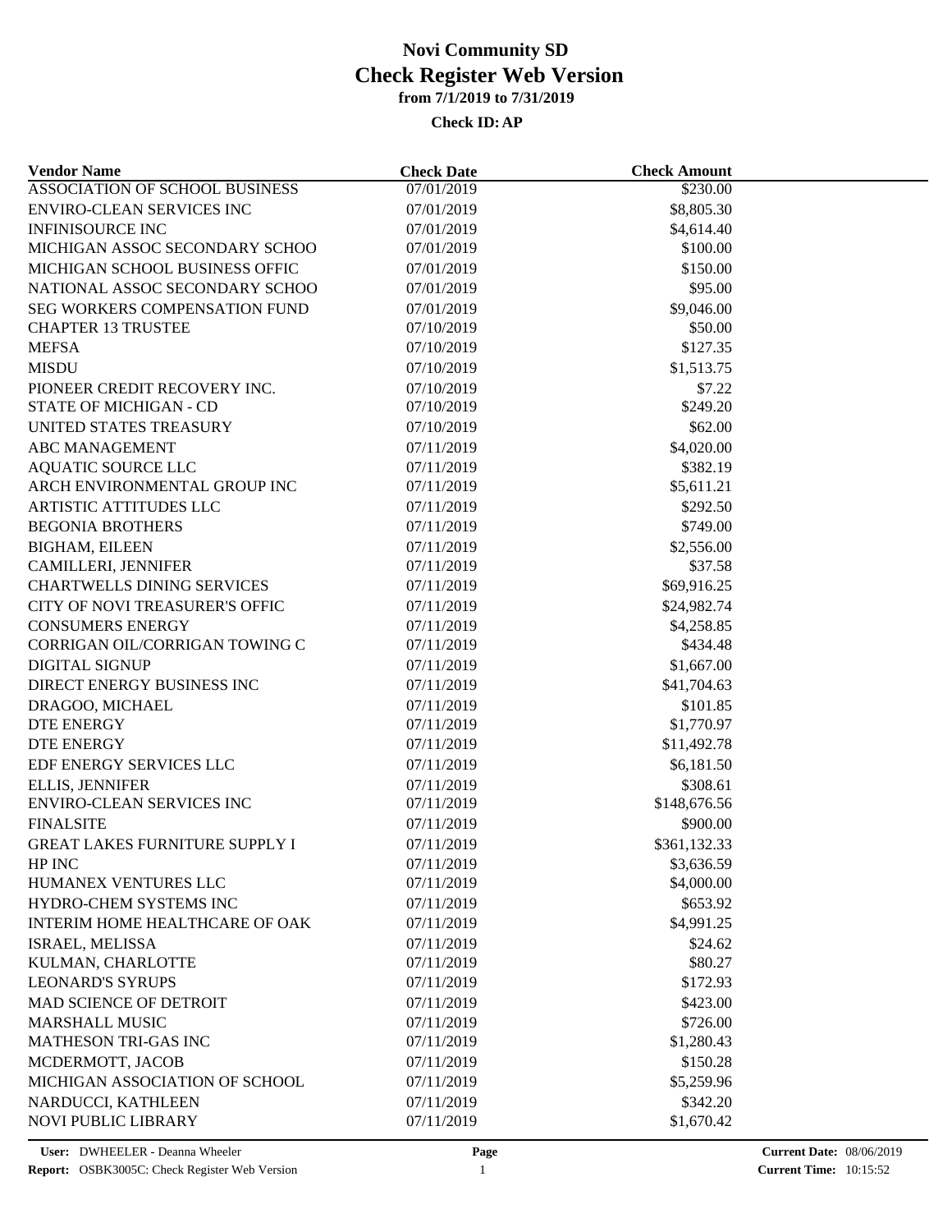# Novi Community SD
# Check Register Web Version
### from 7/1/2019 to 7/31/2019
#### Check ID: AP

| Vendor Name | Check Date | Check Amount |
|---|---|---|
| ASSOCIATION OF SCHOOL BUSINESS | 07/01/2019 | $230.00 |
| ENVIRO-CLEAN SERVICES INC | 07/01/2019 | $8,805.30 |
| INFINISOURCE INC | 07/01/2019 | $4,614.40 |
| MICHIGAN ASSOC SECONDARY SCHOO | 07/01/2019 | $100.00 |
| MICHIGAN SCHOOL BUSINESS OFFIC | 07/01/2019 | $150.00 |
| NATIONAL ASSOC SECONDARY SCHOO | 07/01/2019 | $95.00 |
| SEG WORKERS COMPENSATION FUND | 07/01/2019 | $9,046.00 |
| CHAPTER 13 TRUSTEE | 07/10/2019 | $50.00 |
| MEFSA | 07/10/2019 | $127.35 |
| MISDU | 07/10/2019 | $1,513.75 |
| PIONEER CREDIT RECOVERY INC. | 07/10/2019 | $7.22 |
| STATE OF MICHIGAN - CD | 07/10/2019 | $249.20 |
| UNITED STATES TREASURY | 07/10/2019 | $62.00 |
| ABC MANAGEMENT | 07/11/2019 | $4,020.00 |
| AQUATIC SOURCE LLC | 07/11/2019 | $382.19 |
| ARCH ENVIRONMENTAL GROUP INC | 07/11/2019 | $5,611.21 |
| ARTISTIC ATTITUDES LLC | 07/11/2019 | $292.50 |
| BEGONIA BROTHERS | 07/11/2019 | $749.00 |
| BIGHAM, EILEEN | 07/11/2019 | $2,556.00 |
| CAMILLERI, JENNIFER | 07/11/2019 | $37.58 |
| CHARTWELLS DINING SERVICES | 07/11/2019 | $69,916.25 |
| CITY OF NOVI TREASURER'S OFFIC | 07/11/2019 | $24,982.74 |
| CONSUMERS ENERGY | 07/11/2019 | $4,258.85 |
| CORRIGAN OIL/CORRIGAN TOWING C | 07/11/2019 | $434.48 |
| DIGITAL SIGNUP | 07/11/2019 | $1,667.00 |
| DIRECT ENERGY BUSINESS INC | 07/11/2019 | $41,704.63 |
| DRAGOO, MICHAEL | 07/11/2019 | $101.85 |
| DTE ENERGY | 07/11/2019 | $1,770.97 |
| DTE ENERGY | 07/11/2019 | $11,492.78 |
| EDF ENERGY SERVICES LLC | 07/11/2019 | $6,181.50 |
| ELLIS, JENNIFER | 07/11/2019 | $308.61 |
| ENVIRO-CLEAN SERVICES INC | 07/11/2019 | $148,676.56 |
| FINALSITE | 07/11/2019 | $900.00 |
| GREAT LAKES FURNITURE SUPPLY I | 07/11/2019 | $361,132.33 |
| HP INC | 07/11/2019 | $3,636.59 |
| HUMANEX VENTURES LLC | 07/11/2019 | $4,000.00 |
| HYDRO-CHEM SYSTEMS INC | 07/11/2019 | $653.92 |
| INTERIM HOME HEALTHCARE OF OAK | 07/11/2019 | $4,991.25 |
| ISRAEL, MELISSA | 07/11/2019 | $24.62 |
| KULMAN, CHARLOTTE | 07/11/2019 | $80.27 |
| LEONARD'S SYRUPS | 07/11/2019 | $172.93 |
| MAD SCIENCE OF DETROIT | 07/11/2019 | $423.00 |
| MARSHALL MUSIC | 07/11/2019 | $726.00 |
| MATHESON TRI-GAS INC | 07/11/2019 | $1,280.43 |
| MCDERMOTT, JACOB | 07/11/2019 | $150.28 |
| MICHIGAN ASSOCIATION OF SCHOOL | 07/11/2019 | $5,259.96 |
| NARDUCCI, KATHLEEN | 07/11/2019 | $342.20 |
| NOVI PUBLIC LIBRARY | 07/11/2019 | $1,670.42 |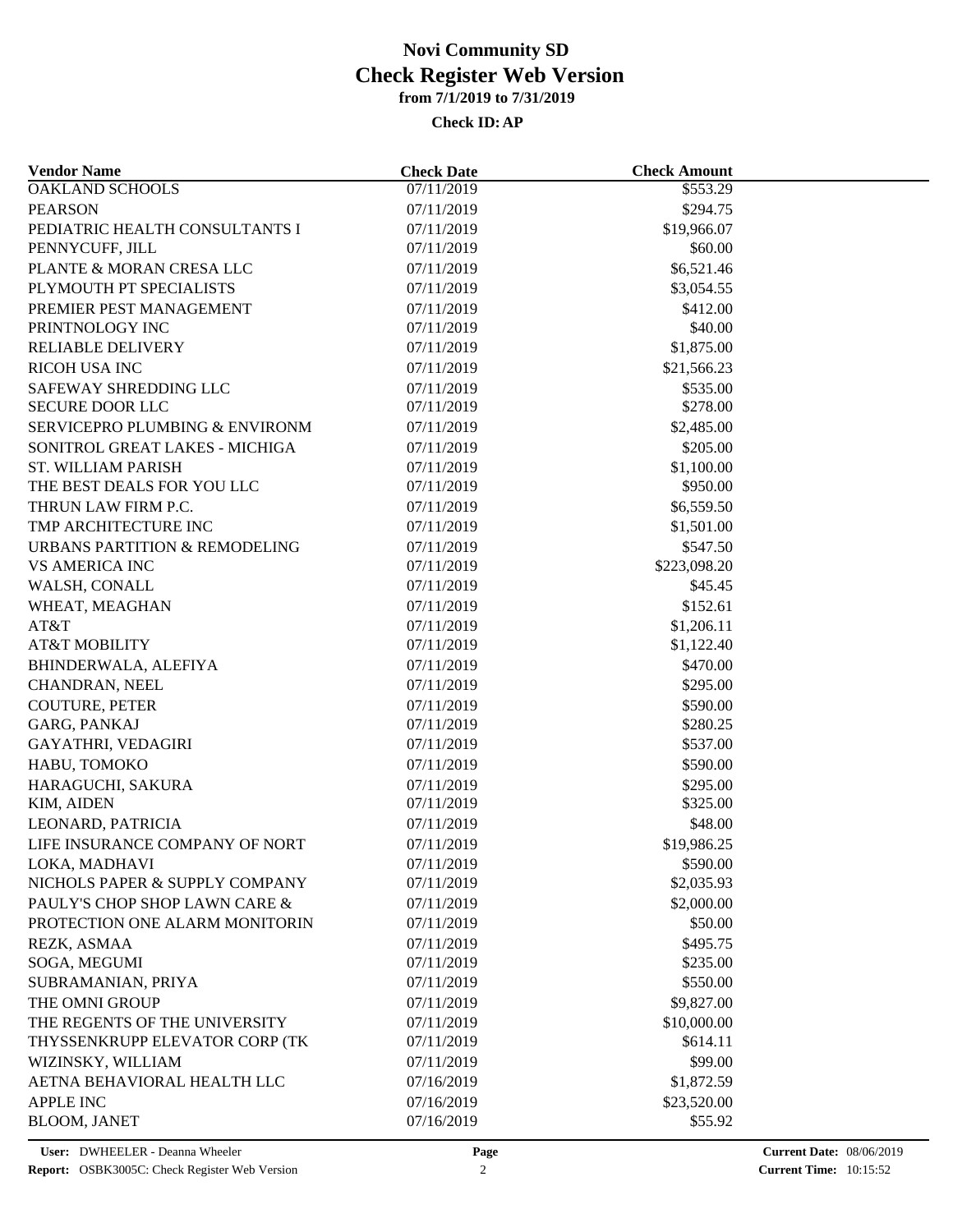# Novi Community SD
## Check Register Web Version
### from 7/1/2019 to 7/31/2019
**Check ID: AP**

| Vendor Name | Check Date | Check Amount |
|---|---|---|
| OAKLAND SCHOOLS | 07/11/2019 | $553.29 |
| PEARSON | 07/11/2019 | $294.75 |
| PEDIATRIC HEALTH CONSULTANTS I | 07/11/2019 | $19,966.07 |
| PENNYCUFF, JILL | 07/11/2019 | $60.00 |
| PLANTE & MORAN CRESA LLC | 07/11/2019 | $6,521.46 |
| PLYMOUTH PT SPECIALISTS | 07/11/2019 | $3,054.55 |
| PREMIER PEST MANAGEMENT | 07/11/2019 | $412.00 |
| PRINTNOLOGY INC | 07/11/2019 | $40.00 |
| RELIABLE DELIVERY | 07/11/2019 | $1,875.00 |
| RICOH USA INC | 07/11/2019 | $21,566.23 |
| SAFEWAY SHREDDING LLC | 07/11/2019 | $535.00 |
| SECURE DOOR LLC | 07/11/2019 | $278.00 |
| SERVICEPRO PLUMBING & ENVIRONM | 07/11/2019 | $2,485.00 |
| SONITROL GREAT LAKES - MICHIGA | 07/11/2019 | $205.00 |
| ST. WILLIAM PARISH | 07/11/2019 | $1,100.00 |
| THE BEST DEALS FOR YOU LLC | 07/11/2019 | $950.00 |
| THRUN LAW FIRM P.C. | 07/11/2019 | $6,559.50 |
| TMP ARCHITECTURE INC | 07/11/2019 | $1,501.00 |
| URBANS PARTITION & REMODELING | 07/11/2019 | $547.50 |
| VS AMERICA INC | 07/11/2019 | $223,098.20 |
| WALSH, CONALL | 07/11/2019 | $45.45 |
| WHEAT, MEAGHAN | 07/11/2019 | $152.61 |
| AT&T | 07/11/2019 | $1,206.11 |
| AT&T MOBILITY | 07/11/2019 | $1,122.40 |
| BHINDERWALA, ALEFIYA | 07/11/2019 | $470.00 |
| CHANDRAN, NEEL | 07/11/2019 | $295.00 |
| COUTURE, PETER | 07/11/2019 | $590.00 |
| GARG, PANKAJ | 07/11/2019 | $280.25 |
| GAYATHRI, VEDAGIRI | 07/11/2019 | $537.00 |
| HABU, TOMOKO | 07/11/2019 | $590.00 |
| HARAGUCHI, SAKURA | 07/11/2019 | $295.00 |
| KIM, AIDEN | 07/11/2019 | $325.00 |
| LEONARD, PATRICIA | 07/11/2019 | $48.00 |
| LIFE INSURANCE COMPANY OF NORT | 07/11/2019 | $19,986.25 |
| LOKA, MADHAVI | 07/11/2019 | $590.00 |
| NICHOLS PAPER & SUPPLY COMPANY | 07/11/2019 | $2,035.93 |
| PAULY'S CHOP SHOP LAWN CARE & | 07/11/2019 | $2,000.00 |
| PROTECTION ONE ALARM MONITORIN | 07/11/2019 | $50.00 |
| REZK, ASMAA | 07/11/2019 | $495.75 |
| SOGA, MEGUMI | 07/11/2019 | $235.00 |
| SUBRAMANIAN, PRIYA | 07/11/2019 | $550.00 |
| THE OMNI GROUP | 07/11/2019 | $9,827.00 |
| THE REGENTS OF THE UNIVERSITY | 07/11/2019 | $10,000.00 |
| THYSSENKRUPP ELEVATOR CORP (TK | 07/11/2019 | $614.11 |
| WIZINSKY, WILLIAM | 07/11/2019 | $99.00 |
| AETNA BEHAVIORAL HEALTH LLC | 07/16/2019 | $1,872.59 |
| APPLE INC | 07/16/2019 | $23,520.00 |
| BLOOM, JANET | 07/16/2019 | $55.92 |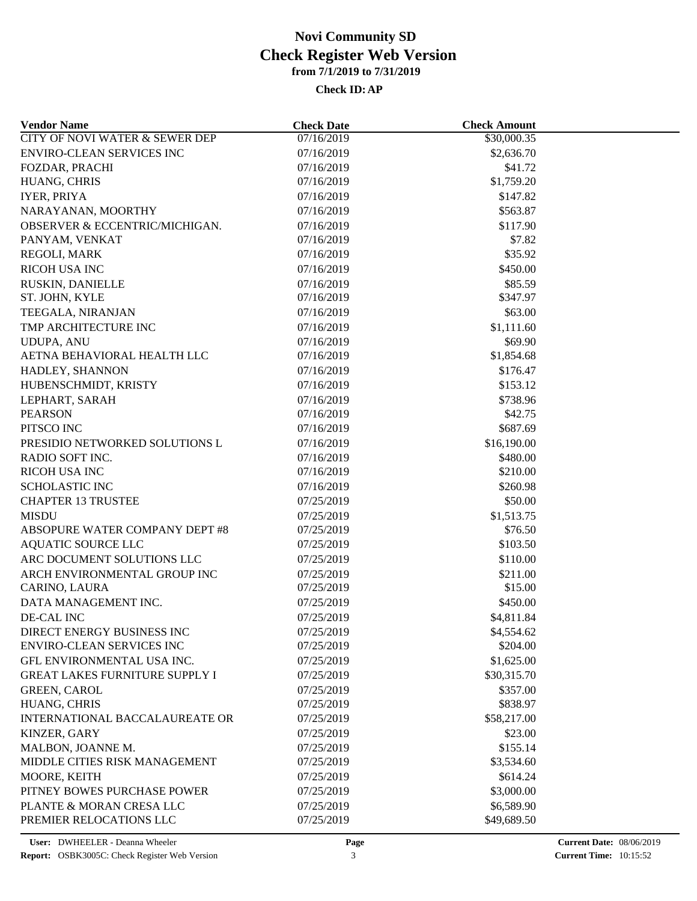# Novi Community SD
## Check Register Web Version
### from 7/1/2019 to 7/31/2019

**Check ID: AP**

| Vendor Name | Check Date | Check Amount |
|---|---|---|
| CITY OF NOVI WATER & SEWER DEP | 07/16/2019 | $30,000.35 |
| ENVIRO-CLEAN SERVICES INC | 07/16/2019 | $2,636.70 |
| FOZDAR, PRACHI | 07/16/2019 | $41.72 |
| HUANG, CHRIS | 07/16/2019 | $1,759.20 |
| IYER, PRIYA | 07/16/2019 | $147.82 |
| NARAYANAN, MOORTHY | 07/16/2019 | $563.87 |
| OBSERVER & ECCENTRIC/MICHIGAN. | 07/16/2019 | $117.90 |
| PANYAM, VENKAT | 07/16/2019 | $7.82 |
| REGOLI, MARK | 07/16/2019 | $35.92 |
| RICOH USA INC | 07/16/2019 | $450.00 |
| RUSKIN, DANIELLE | 07/16/2019 | $85.59 |
| ST. JOHN, KYLE | 07/16/2019 | $347.97 |
| TEEGALA, NIRANJAN | 07/16/2019 | $63.00 |
| TMP ARCHITECTURE INC | 07/16/2019 | $1,111.60 |
| UDUPA, ANU | 07/16/2019 | $69.90 |
| AETNA BEHAVIORAL HEALTH LLC | 07/16/2019 | $1,854.68 |
| HADLEY, SHANNON | 07/16/2019 | $176.47 |
| HUBENSCHMIDT, KRISTY | 07/16/2019 | $153.12 |
| LEPHART, SARAH | 07/16/2019 | $738.96 |
| PEARSON | 07/16/2019 | $42.75 |
| PITSCO INC | 07/16/2019 | $687.69 |
| PRESIDIO NETWORKED SOLUTIONS L | 07/16/2019 | $16,190.00 |
| RADIO SOFT INC. | 07/16/2019 | $480.00 |
| RICOH USA INC | 07/16/2019 | $210.00 |
| SCHOLASTIC INC | 07/16/2019 | $260.98 |
| CHAPTER 13 TRUSTEE | 07/25/2019 | $50.00 |
| MISDU | 07/25/2019 | $1,513.75 |
| ABSOPURE WATER COMPANY DEPT #8 | 07/25/2019 | $76.50 |
| AQUATIC SOURCE LLC | 07/25/2019 | $103.50 |
| ARC DOCUMENT SOLUTIONS LLC | 07/25/2019 | $110.00 |
| ARCH ENVIRONMENTAL GROUP INC | 07/25/2019 | $211.00 |
| CARINO, LAURA | 07/25/2019 | $15.00 |
| DATA MANAGEMENT INC. | 07/25/2019 | $450.00 |
| DE-CAL INC | 07/25/2019 | $4,811.84 |
| DIRECT ENERGY BUSINESS INC | 07/25/2019 | $4,554.62 |
| ENVIRO-CLEAN SERVICES INC | 07/25/2019 | $204.00 |
| GFL ENVIRONMENTAL USA INC. | 07/25/2019 | $1,625.00 |
| GREAT LAKES FURNITURE SUPPLY I | 07/25/2019 | $30,315.70 |
| GREEN, CAROL | 07/25/2019 | $357.00 |
| HUANG, CHRIS | 07/25/2019 | $838.97 |
| INTERNATIONAL BACCALAUREATE OR | 07/25/2019 | $58,217.00 |
| KINZER, GARY | 07/25/2019 | $23.00 |
| MALBON, JOANNE M. | 07/25/2019 | $155.14 |
| MIDDLE CITIES RISK MANAGEMENT | 07/25/2019 | $3,534.60 |
| MOORE, KEITH | 07/25/2019 | $614.24 |
| PITNEY BOWES PURCHASE POWER | 07/25/2019 | $3,000.00 |
| PLANTE & MORAN CRESA LLC | 07/25/2019 | $6,589.90 |
| PREMIER RELOCATIONS LLC | 07/25/2019 | $49,689.50 |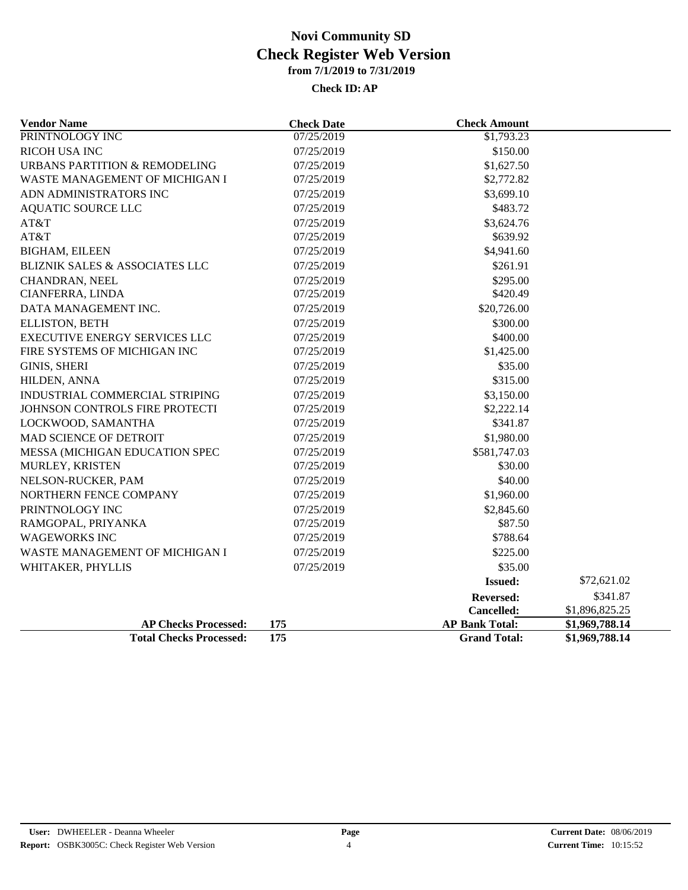# Novi Community SD

## Check Register Web Version

### from 7/1/2019 to 7/31/2019

#### Check ID: AP

| Vendor Name | Check Date | Check Amount | |
|---|---|---|---|
| PRINTNOLOGY INC | 07/25/2019 | $1,793.23 | |
| RICOH USA INC | 07/25/2019 | $150.00 | |
| URBANS PARTITION & REMODELING | 07/25/2019 | $1,627.50 | |
| WASTE MANAGEMENT OF MICHIGAN I | 07/25/2019 | $2,772.82 | |
| ADN ADMINISTRATORS INC | 07/25/2019 | $3,699.10 | |
| AQUATIC SOURCE LLC | 07/25/2019 | $483.72 | |
| AT&T | 07/25/2019 | $3,624.76 | |
| AT&T | 07/25/2019 | $639.92 | |
| BIGHAM, EILEEN | 07/25/2019 | $4,941.60 | |
| BLIZNIK SALES & ASSOCIATES LLC | 07/25/2019 | $261.91 | |
| CHANDRAN, NEEL | 07/25/2019 | $295.00 | |
| CIANFERRA, LINDA | 07/25/2019 | $420.49 | |
| DATA MANAGEMENT INC. | 07/25/2019 | $20,726.00 | |
| ELLISTON, BETH | 07/25/2019 | $300.00 | |
| EXECUTIVE ENERGY SERVICES LLC | 07/25/2019 | $400.00 | |
| FIRE SYSTEMS OF MICHIGAN INC | 07/25/2019 | $1,425.00 | |
| GINIS, SHERI | 07/25/2019 | $35.00 | |
| HILDEN, ANNA | 07/25/2019 | $315.00 | |
| INDUSTRIAL COMMERCIAL STRIPING | 07/25/2019 | $3,150.00 | |
| JOHNSON CONTROLS FIRE PROTECTI | 07/25/2019 | $2,222.14 | |
| LOCKWOOD, SAMANTHA | 07/25/2019 | $341.87 | |
| MAD SCIENCE OF DETROIT | 07/25/2019 | $1,980.00 | |
| MESSA (MICHIGAN EDUCATION SPEC | 07/25/2019 | $581,747.03 | |
| MURLEY, KRISTEN | 07/25/2019 | $30.00 | |
| NELSON-RUCKER, PAM | 07/25/2019 | $40.00 | |
| NORTHERN FENCE COMPANY | 07/25/2019 | $1,960.00 | |
| PRINTNOLOGY INC | 07/25/2019 | $2,845.60 | |
| RAMGOPAL, PRIYANKA | 07/25/2019 | $87.50 | |
| WAGEWORKS INC | 07/25/2019 | $788.64 | |
| WASTE MANAGEMENT OF MICHIGAN I | 07/25/2019 | $225.00 | |
| WHITAKER, PHYLLIS | 07/25/2019 | $35.00 | |
| | | **Issued:** | $72,621.02 |
| | | **Reversed:** | $341.87 |
| | | **Cancelled:** | $1,896,825.25 |
| **AP Checks Processed:** | **175** | **AP Bank Total:** | **$1,969,788.14** |
| **Total Checks Processed:** | **175** | **Grand Total:** | **$1,969,788.14** |

**User:** DWHEELER - Deanna Wheeler
**Report:** OSBK3005C: Check Register Web Version
**Current Date:** 08/06/2019
**Current Time:** 10:15:52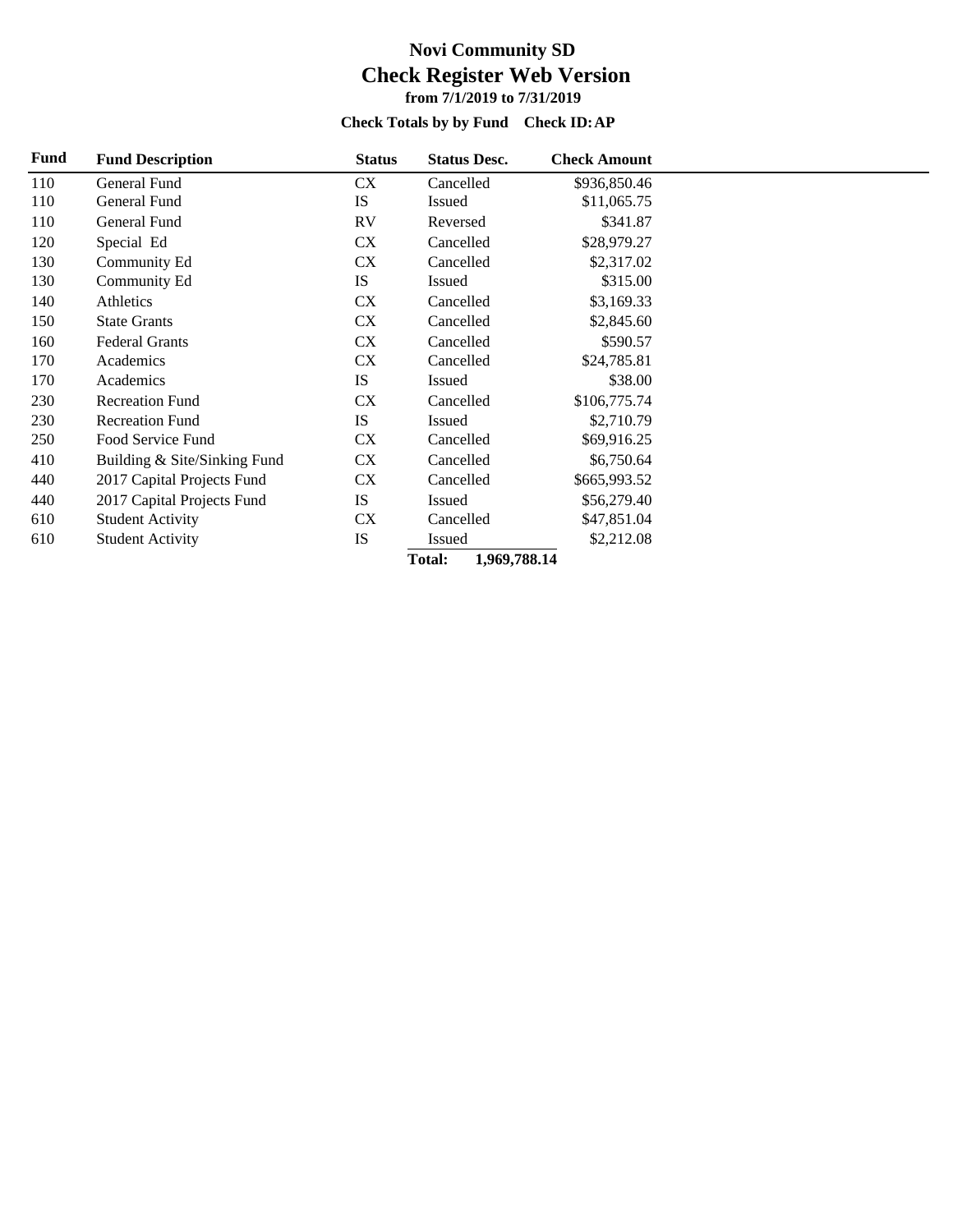# Novi Community SD

## Check Register Web Version

**from 7/1/2019 to 7/31/2019**

**Check Totals by by Fund Check ID: AP**

| Fund | Fund Description | Status | Status Desc. | Check Amount |
|---|---|---|---|---|
| 110 | General Fund | CX | Cancelled | $936,850.46 |
| 110 | General Fund | IS | Issued | $11,065.75 |
| 110 | General Fund | RV | Reversed | $341.87 |
| 120 | Special Ed | CX | Cancelled | $28,979.27 |
| 130 | Community Ed | CX | Cancelled | $2,317.02 |
| 130 | Community Ed | IS | Issued | $315.00 |
| 140 | Athletics | CX | Cancelled | $3,169.33 |
| 150 | State Grants | CX | Cancelled | $2,845.60 |
| 160 | Federal Grants | CX | Cancelled | $590.57 |
| 170 | Academics | CX | Cancelled | $24,785.81 |
| 170 | Academics | IS | Issued | $38.00 |
| 230 | Recreation Fund | CX | Cancelled | $106,775.74 |
| 230 | Recreation Fund | IS | Issued | $2,710.79 |
| 250 | Food Service Fund | CX | Cancelled | $69,916.25 |
| 410 | Building & Site/Sinking Fund | CX | Cancelled | $6,750.64 |
| 440 | 2017 Capital Projects Fund | CX | Cancelled | $665,993.52 |
| 440 | 2017 Capital Projects Fund | IS | Issued | $56,279.40 |
| 610 | Student Activity | CX | Cancelled | $47,851.04 |
| 610 | Student Activity | IS | Issued | $2,212.08 |
| | | | **Total:** | **1,969,788.14** |